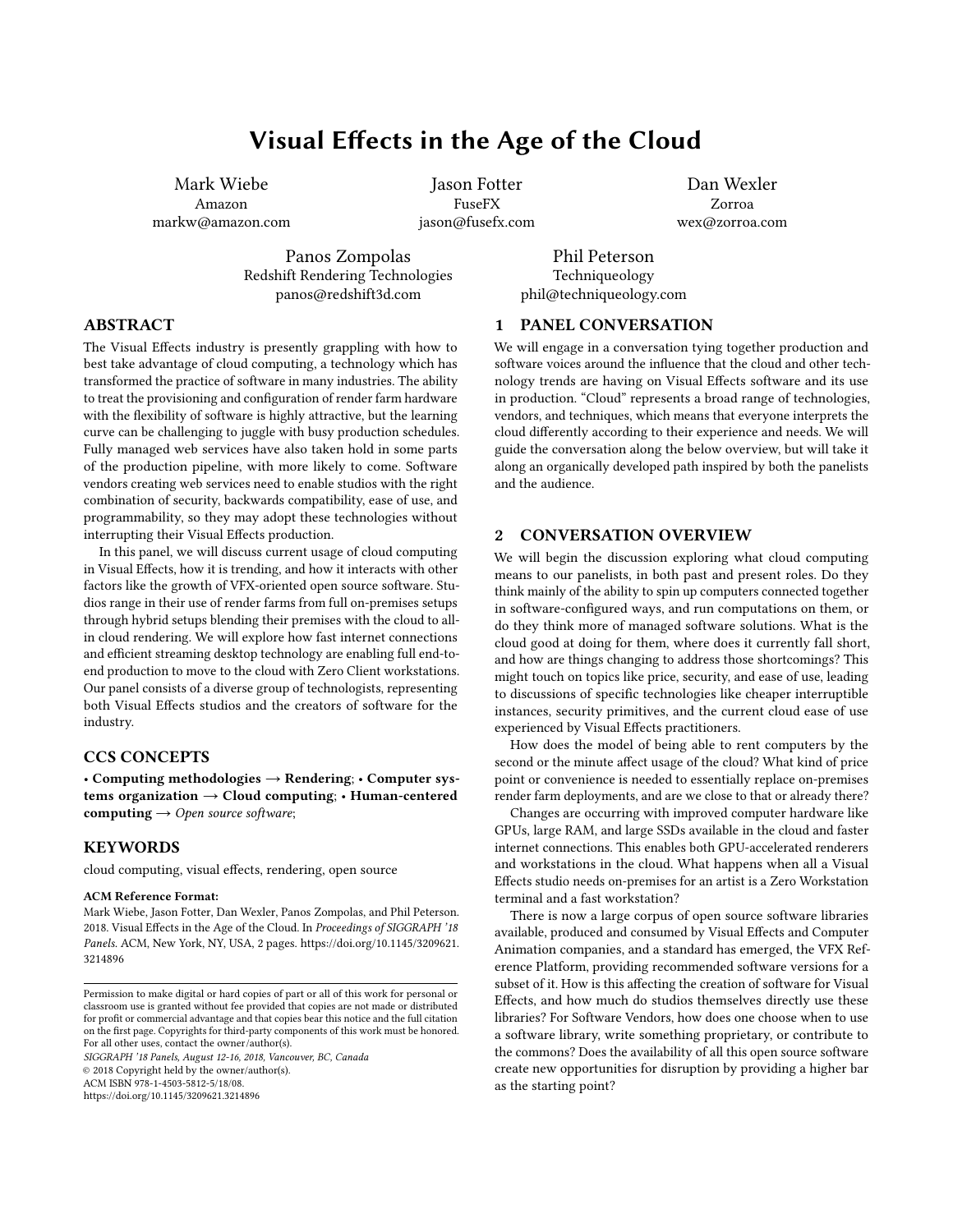# Visual Effects in the Age of the Cloud

Mark Wiebe
Amazon
markw@amazon.com

Jason Fotter
FuseFX
jason@fusefx.com

Dan Wexler
Zorroa
wex@zorroa.com

Panos Zompolas
Redshift Rendering Technologies
panos@redshift3d.com

Phil Peterson
Techniqueology
phil@techniqueology.com

## ABSTRACT

The Visual Effects industry is presently grappling with how to best take advantage of cloud computing, a technology which has transformed the practice of software in many industries. The ability to treat the provisioning and configuration of render farm hardware with the flexibility of software is highly attractive, but the learning curve can be challenging to juggle with busy production schedules. Fully managed web services have also taken hold in some parts of the production pipeline, with more likely to come. Software vendors creating web services need to enable studios with the right combination of security, backwards compatibility, ease of use, and programmability, so they may adopt these technologies without interrupting their Visual Effects production.

In this panel, we will discuss current usage of cloud computing in Visual Effects, how it is trending, and how it interacts with other factors like the growth of VFX-oriented open source software. Studios range in their use of render farms from full on-premises setups through hybrid setups blending their premises with the cloud to all-in cloud rendering. We will explore how fast internet connections and efficient streaming desktop technology are enabling full end-to-end production to move to the cloud with Zero Client workstations. Our panel consists of a diverse group of technologists, representing both Visual Effects studios and the creators of software for the industry.

## CCS CONCEPTS

• **Computing methodologies** → **Rendering**; • **Computer systems organization** → **Cloud computing**; • **Human-centered computing** → *Open source software*;

## KEYWORDS

cloud computing, visual effects, rendering, open source

**ACM Reference Format:**
Mark Wiebe, Jason Fotter, Dan Wexler, Panos Zompolas, and Phil Peterson. 2018. Visual Effects in the Age of the Cloud. In *Proceedings of SIGGRAPH '18 Panels.* ACM, New York, NY, USA, 2 pages. https://doi.org/10.1145/3209621.3214896

Permission to make digital or hard copies of part or all of this work for personal or classroom use is granted without fee provided that copies are not made or distributed for profit or commercial advantage and that copies bear this notice and the full citation on the first page. Copyrights for third-party components of this work must be honored. For all other uses, contact the owner/author(s).
*SIGGRAPH '18 Panels, August 12-16, 2018, Vancouver, BC, Canada*
© 2018 Copyright held by the owner/author(s).
ACM ISBN 978-1-4503-5812-5/18/08.
https://doi.org/10.1145/3209621.3214896

## 1 PANEL CONVERSATION

We will engage in a conversation tying together production and software voices around the influence that the cloud and other technology trends are having on Visual Effects software and its use in production. "Cloud" represents a broad range of technologies, vendors, and techniques, which means that everyone interprets the cloud differently according to their experience and needs. We will guide the conversation along the below overview, but will take it along an organically developed path inspired by both the panelists and the audience.

## 2 CONVERSATION OVERVIEW

We will begin the discussion exploring what cloud computing means to our panelists, in both past and present roles. Do they think mainly of the ability to spin up computers connected together in software-configured ways, and run computations on them, or do they think more of managed software solutions. What is the cloud good at doing for them, where does it currently fall short, and how are things changing to address those shortcomings? This might touch on topics like price, security, and ease of use, leading to discussions of specific technologies like cheaper interruptible instances, security primitives, and the current cloud ease of use experienced by Visual Effects practitioners.

How does the model of being able to rent computers by the second or the minute affect usage of the cloud? What kind of price point or convenience is needed to essentially replace on-premises render farm deployments, and are we close to that or already there?

Changes are occurring with improved computer hardware like GPUs, large RAM, and large SSDs available in the cloud and faster internet connections. This enables both GPU-accelerated renderers and workstations in the cloud. What happens when all a Visual Effects studio needs on-premises for an artist is a Zero Workstation terminal and a fast workstation?

There is now a large corpus of open source software libraries available, produced and consumed by Visual Effects and Computer Animation companies, and a standard has emerged, the VFX Reference Platform, providing recommended software versions for a subset of it. How is this affecting the creation of software for Visual Effects, and how much do studios themselves directly use these libraries? For Software Vendors, how does one choose when to use a software library, write something proprietary, or contribute to the commons? Does the availability of all this open source software create new opportunities for disruption by providing a higher bar as the starting point?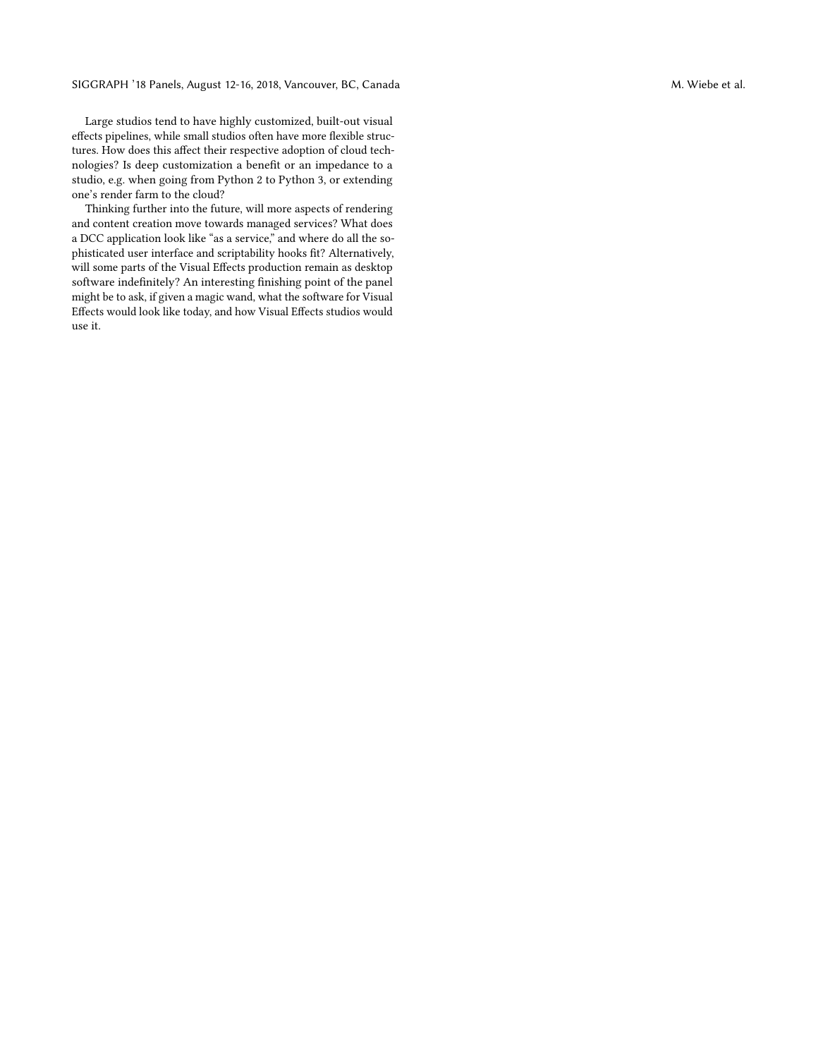Large studios tend to have highly customized, built-out visual effects pipelines, while small studios often have more flexible structures. How does this affect their respective adoption of cloud technologies? Is deep customization a benefit or an impedance to a studio, e.g. when going from Python 2 to Python 3, or extending one's render farm to the cloud?

Thinking further into the future, will more aspects of rendering and content creation move towards managed services? What does a DCC application look like "as a service," and where do all the sophisticated user interface and scriptability hooks fit? Alternatively, will some parts of the Visual Effects production remain as desktop software indefinitely? An interesting finishing point of the panel might be to ask, if given a magic wand, what the software for Visual Effects would look like today, and how Visual Effects studios would use it.